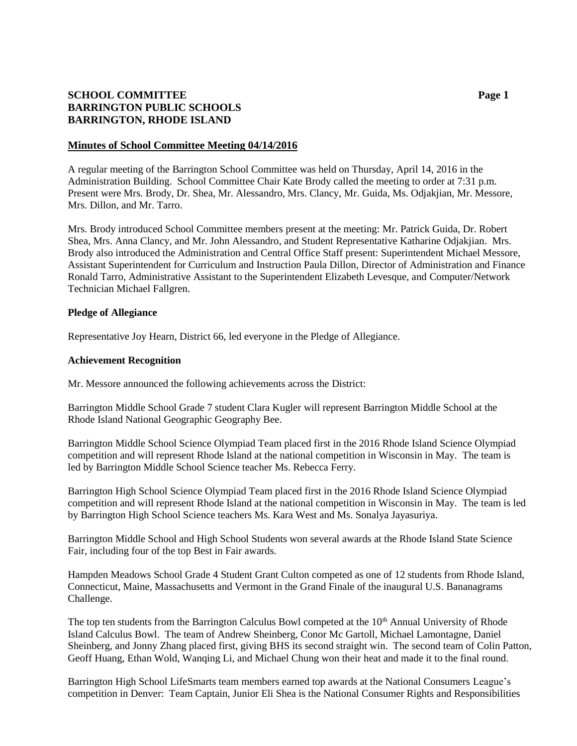**SCHOOL COMMITTEE**
**BARRINGTON PUBLIC SCHOOLS**
**BARRINGTON, RHODE ISLAND**

## Minutes of School Committee Meeting 04/14/2016

A regular meeting of the Barrington School Committee was held on Thursday, April 14, 2016 in the Administration Building. School Committee Chair Kate Brody called the meeting to order at 7:31 p.m. Present were Mrs. Brody, Dr. Shea, Mr. Alessandro, Mrs. Clancy, Mr. Guida, Ms. Odjakjian, Mr. Messore, Mrs. Dillon, and Mr. Tarro.

Mrs. Brody introduced School Committee members present at the meeting: Mr. Patrick Guida, Dr. Robert Shea, Mrs. Anna Clancy, and Mr. John Alessandro, and Student Representative Katharine Odjakjian. Mrs. Brody also introduced the Administration and Central Office Staff present: Superintendent Michael Messore, Assistant Superintendent for Curriculum and Instruction Paula Dillon, Director of Administration and Finance Ronald Tarro, Administrative Assistant to the Superintendent Elizabeth Levesque, and Computer/Network Technician Michael Fallgren.

### Pledge of Allegiance

Representative Joy Hearn, District 66, led everyone in the Pledge of Allegiance.

### Achievement Recognition

Mr. Messore announced the following achievements across the District:

Barrington Middle School Grade 7 student Clara Kugler will represent Barrington Middle School at the Rhode Island National Geographic Geography Bee.

Barrington Middle School Science Olympiad Team placed first in the 2016 Rhode Island Science Olympiad competition and will represent Rhode Island at the national competition in Wisconsin in May. The team is led by Barrington Middle School Science teacher Ms. Rebecca Ferry.

Barrington High School Science Olympiad Team placed first in the 2016 Rhode Island Science Olympiad competition and will represent Rhode Island at the national competition in Wisconsin in May. The team is led by Barrington High School Science teachers Ms. Kara West and Ms. Sonalya Jayasuriya.

Barrington Middle School and High School Students won several awards at the Rhode Island State Science Fair, including four of the top Best in Fair awards.

Hampden Meadows School Grade 4 Student Grant Culton competed as one of 12 students from Rhode Island, Connecticut, Maine, Massachusetts and Vermont in the Grand Finale of the inaugural U.S. Bananagrams Challenge.

The top ten students from the Barrington Calculus Bowl competed at the 10th Annual University of Rhode Island Calculus Bowl. The team of Andrew Sheinberg, Conor Mc Gartoll, Michael Lamontagne, Daniel Sheinberg, and Jonny Zhang placed first, giving BHS its second straight win. The second team of Colin Patton, Geoff Huang, Ethan Wold, Wanqing Li, and Michael Chung won their heat and made it to the final round.

Barrington High School LifeSmarts team members earned top awards at the National Consumers League's competition in Denver: Team Captain, Junior Eli Shea is the National Consumer Rights and Responsibilities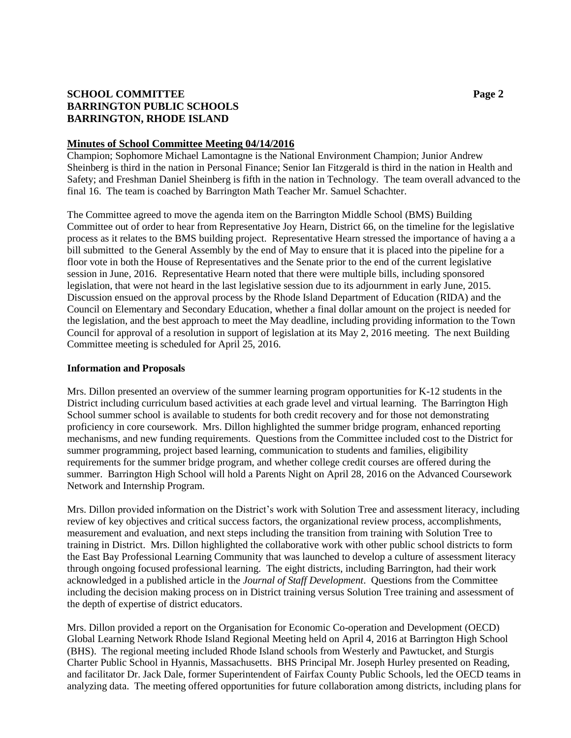**Minutes of School Committee Meeting 04/14/2016**

Champion; Sophomore Michael Lamontagne is the National Environment Champion; Junior Andrew Sheinberg is third in the nation in Personal Finance; Senior Ian Fitzgerald is third in the nation in Health and Safety; and Freshman Daniel Sheinberg is fifth in the nation in Technology. The team overall advanced to the final 16. The team is coached by Barrington Math Teacher Mr. Samuel Schachter.

The Committee agreed to move the agenda item on the Barrington Middle School (BMS) Building Committee out of order to hear from Representative Joy Hearn, District 66, on the timeline for the legislative process as it relates to the BMS building project. Representative Hearn stressed the importance of having a a bill submitted to the General Assembly by the end of May to ensure that it is placed into the pipeline for a floor vote in both the House of Representatives and the Senate prior to the end of the current legislative session in June, 2016. Representative Hearn noted that there were multiple bills, including sponsored legislation, that were not heard in the last legislative session due to its adjournment in early June, 2015. Discussion ensued on the approval process by the Rhode Island Department of Education (RIDA) and the Council on Elementary and Secondary Education, whether a final dollar amount on the project is needed for the legislation, and the best approach to meet the May deadline, including providing information to the Town Council for approval of a resolution in support of legislation at its May 2, 2016 meeting. The next Building Committee meeting is scheduled for April 25, 2016.

**Information and Proposals**

Mrs. Dillon presented an overview of the summer learning program opportunities for K-12 students in the District including curriculum based activities at each grade level and virtual learning. The Barrington High School summer school is available to students for both credit recovery and for those not demonstrating proficiency in core coursework. Mrs. Dillon highlighted the summer bridge program, enhanced reporting mechanisms, and new funding requirements. Questions from the Committee included cost to the District for summer programming, project based learning, communication to students and families, eligibility requirements for the summer bridge program, and whether college credit courses are offered during the summer. Barrington High School will hold a Parents Night on April 28, 2016 on the Advanced Coursework Network and Internship Program.

Mrs. Dillon provided information on the District's work with Solution Tree and assessment literacy, including review of key objectives and critical success factors, the organizational review process, accomplishments, measurement and evaluation, and next steps including the transition from training with Solution Tree to training in District. Mrs. Dillon highlighted the collaborative work with other public school districts to form the East Bay Professional Learning Community that was launched to develop a culture of assessment literacy through ongoing focused professional learning. The eight districts, including Barrington, had their work acknowledged in a published article in the *Journal of Staff Development*. Questions from the Committee including the decision making process on in District training versus Solution Tree training and assessment of the depth of expertise of district educators.

Mrs. Dillon provided a report on the Organisation for Economic Co-operation and Development (OECD) Global Learning Network Rhode Island Regional Meeting held on April 4, 2016 at Barrington High School (BHS). The regional meeting included Rhode Island schools from Westerly and Pawtucket, and Sturgis Charter Public School in Hyannis, Massachusetts. BHS Principal Mr. Joseph Hurley presented on Reading, and facilitator Dr. Jack Dale, former Superintendent of Fairfax County Public Schools, led the OECD teams in analyzing data. The meeting offered opportunities for future collaboration among districts, including plans for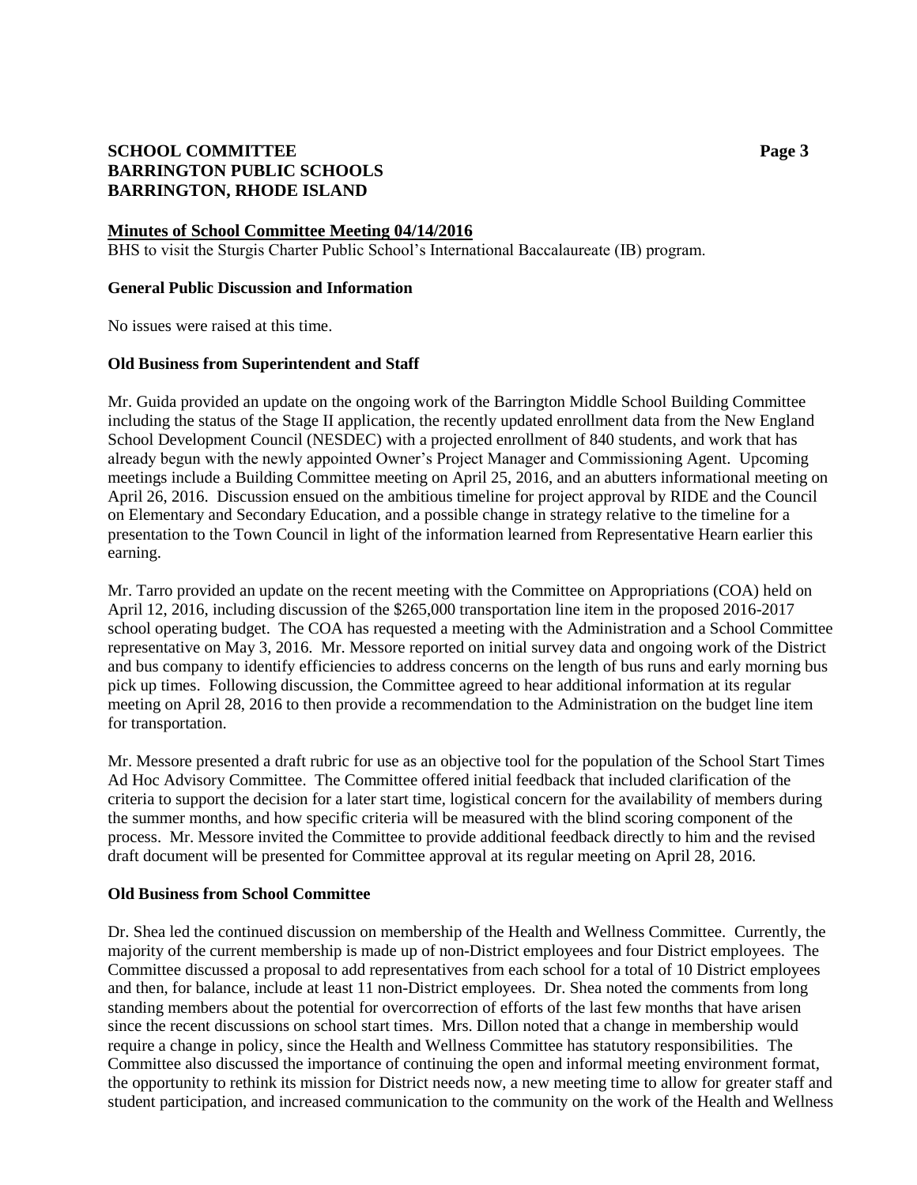**Minutes of School Committee Meeting 04/14/2016**

BHS to visit the Sturgis Charter Public School's International Baccalaureate (IB) program.

**General Public Discussion and Information**

No issues were raised at this time.

**Old Business from Superintendent and Staff**

Mr. Guida provided an update on the ongoing work of the Barrington Middle School Building Committee including the status of the Stage II application, the recently updated enrollment data from the New England School Development Council (NESDEC) with a projected enrollment of 840 students, and work that has already begun with the newly appointed Owner's Project Manager and Commissioning Agent. Upcoming meetings include a Building Committee meeting on April 25, 2016, and an abutters informational meeting on April 26, 2016. Discussion ensued on the ambitious timeline for project approval by RIDE and the Council on Elementary and Secondary Education, and a possible change in strategy relative to the timeline for a presentation to the Town Council in light of the information learned from Representative Hearn earlier this earning.

Mr. Tarro provided an update on the recent meeting with the Committee on Appropriations (COA) held on April 12, 2016, including discussion of the $265,000 transportation line item in the proposed 2016-2017 school operating budget. The COA has requested a meeting with the Administration and a School Committee representative on May 3, 2016. Mr. Messore reported on initial survey data and ongoing work of the District and bus company to identify efficiencies to address concerns on the length of bus runs and early morning bus pick up times. Following discussion, the Committee agreed to hear additional information at its regular meeting on April 28, 2016 to then provide a recommendation to the Administration on the budget line item for transportation.

Mr. Messore presented a draft rubric for use as an objective tool for the population of the School Start Times Ad Hoc Advisory Committee. The Committee offered initial feedback that included clarification of the criteria to support the decision for a later start time, logistical concern for the availability of members during the summer months, and how specific criteria will be measured with the blind scoring component of the process. Mr. Messore invited the Committee to provide additional feedback directly to him and the revised draft document will be presented for Committee approval at its regular meeting on April 28, 2016.

**Old Business from School Committee**

Dr. Shea led the continued discussion on membership of the Health and Wellness Committee. Currently, the majority of the current membership is made up of non-District employees and four District employees. The Committee discussed a proposal to add representatives from each school for a total of 10 District employees and then, for balance, include at least 11 non-District employees. Dr. Shea noted the comments from long standing members about the potential for overcorrection of efforts of the last few months that have arisen since the recent discussions on school start times. Mrs. Dillon noted that a change in membership would require a change in policy, since the Health and Wellness Committee has statutory responsibilities. The Committee also discussed the importance of continuing the open and informal meeting environment format, the opportunity to rethink its mission for District needs now, a new meeting time to allow for greater staff and student participation, and increased communication to the community on the work of the Health and Wellness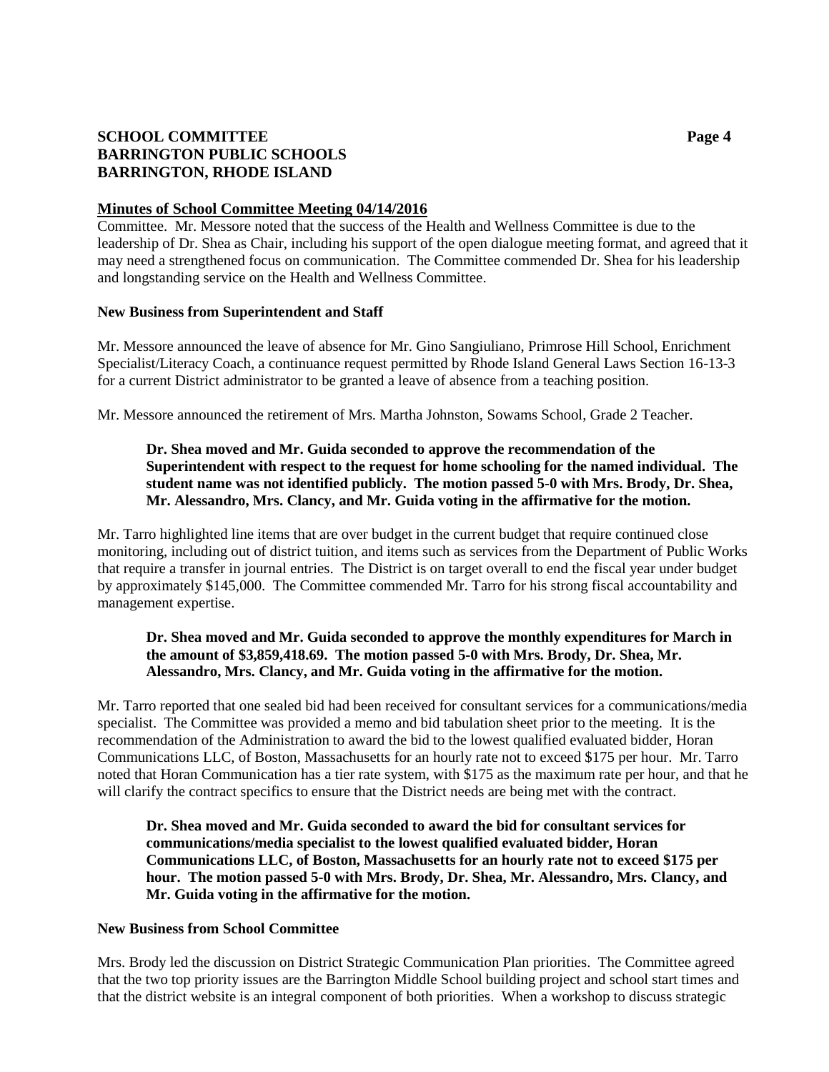## Minutes of School Committee Meeting 04/14/2016

Committee. Mr. Messore noted that the success of the Health and Wellness Committee is due to the leadership of Dr. Shea as Chair, including his support of the open dialogue meeting format, and agreed that it may need a strengthened focus on communication. The Committee commended Dr. Shea for his leadership and longstanding service on the Health and Wellness Committee.

**New Business from Superintendent and Staff**

Mr. Messore announced the leave of absence for Mr. Gino Sangiuliano, Primrose Hill School, Enrichment Specialist/Literacy Coach, a continuance request permitted by Rhode Island General Laws Section 16-13-3 for a current District administrator to be granted a leave of absence from a teaching position.

Mr. Messore announced the retirement of Mrs. Martha Johnston, Sowams School, Grade 2 Teacher.

> **Dr. Shea moved and Mr. Guida seconded to approve the recommendation of the Superintendent with respect to the request for home schooling for the named individual. The student name was not identified publicly. The motion passed 5-0 with Mrs. Brody, Dr. Shea, Mr. Alessandro, Mrs. Clancy, and Mr. Guida voting in the affirmative for the motion.**

Mr. Tarro highlighted line items that are over budget in the current budget that require continued close monitoring, including out of district tuition, and items such as services from the Department of Public Works that require a transfer in journal entries. The District is on target overall to end the fiscal year under budget by approximately $145,000. The Committee commended Mr. Tarro for his strong fiscal accountability and management expertise.

> **Dr. Shea moved and Mr. Guida seconded to approve the monthly expenditures for March in the amount of $3,859,418.69. The motion passed 5-0 with Mrs. Brody, Dr. Shea, Mr. Alessandro, Mrs. Clancy, and Mr. Guida voting in the affirmative for the motion.**

Mr. Tarro reported that one sealed bid had been received for consultant services for a communications/media specialist. The Committee was provided a memo and bid tabulation sheet prior to the meeting. It is the recommendation of the Administration to award the bid to the lowest qualified evaluated bidder, Horan Communications LLC, of Boston, Massachusetts for an hourly rate not to exceed $175 per hour. Mr. Tarro noted that Horan Communication has a tier rate system, with $175 as the maximum rate per hour, and that he will clarify the contract specifics to ensure that the District needs are being met with the contract.

> **Dr. Shea moved and Mr. Guida seconded to award the bid for consultant services for communications/media specialist to the lowest qualified evaluated bidder, Horan Communications LLC, of Boston, Massachusetts for an hourly rate not to exceed $175 per hour. The motion passed 5-0 with Mrs. Brody, Dr. Shea, Mr. Alessandro, Mrs. Clancy, and Mr. Guida voting in the affirmative for the motion.**

**New Business from School Committee**

Mrs. Brody led the discussion on District Strategic Communication Plan priorities. The Committee agreed that the two top priority issues are the Barrington Middle School building project and school start times and that the district website is an integral component of both priorities. When a workshop to discuss strategic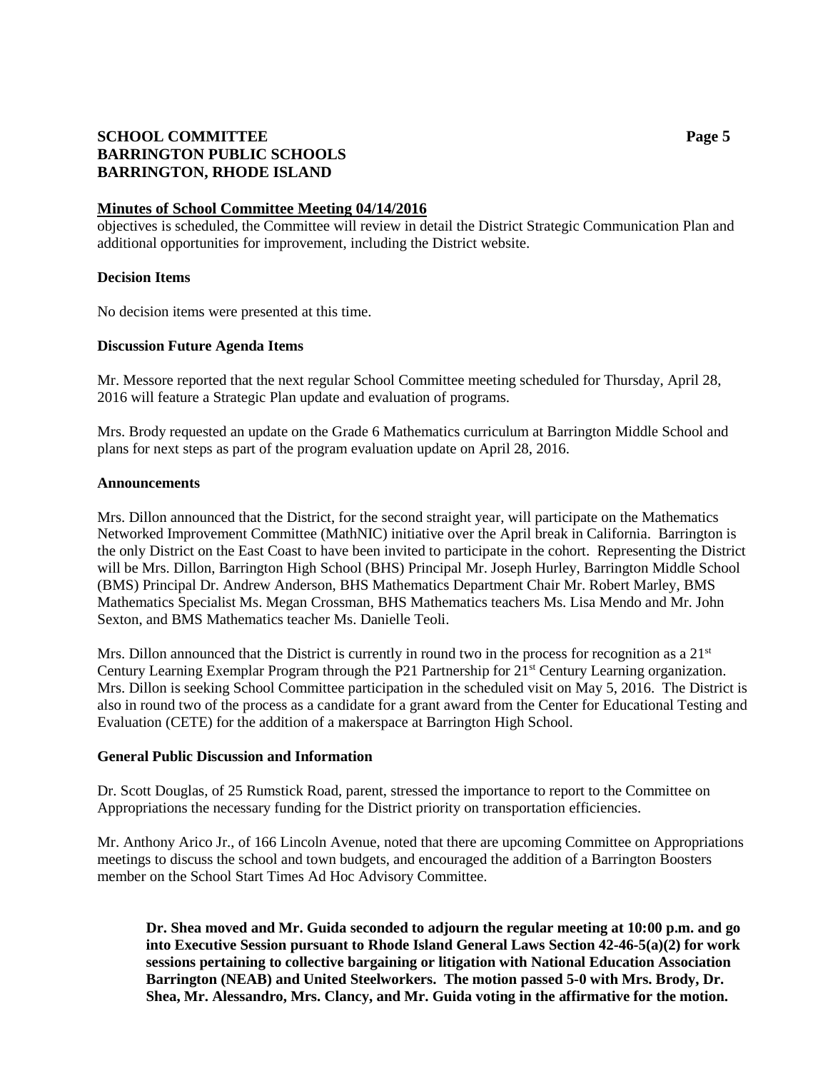objectives is scheduled, the Committee will review in detail the District Strategic Communication Plan and additional opportunities for improvement, including the District website.

**Decision Items**

No decision items were presented at this time.

**Discussion Future Agenda Items**

Mr. Messore reported that the next regular School Committee meeting scheduled for Thursday, April 28, 2016 will feature a Strategic Plan update and evaluation of programs.

Mrs. Brody requested an update on the Grade 6 Mathematics curriculum at Barrington Middle School and plans for next steps as part of the program evaluation update on April 28, 2016.

**Announcements**

Mrs. Dillon announced that the District, for the second straight year, will participate on the Mathematics Networked Improvement Committee (MathNIC) initiative over the April break in California. Barrington is the only District on the East Coast to have been invited to participate in the cohort. Representing the District will be Mrs. Dillon, Barrington High School (BHS) Principal Mr. Joseph Hurley, Barrington Middle School (BMS) Principal Dr. Andrew Anderson, BHS Mathematics Department Chair Mr. Robert Marley, BMS Mathematics Specialist Ms. Megan Crossman, BHS Mathematics teachers Ms. Lisa Mendo and Mr. John Sexton, and BMS Mathematics teacher Ms. Danielle Teoli.

Mrs. Dillon announced that the District is currently in round two in the process for recognition as a 21st Century Learning Exemplar Program through the P21 Partnership for 21st Century Learning organization. Mrs. Dillon is seeking School Committee participation in the scheduled visit on May 5, 2016. The District is also in round two of the process as a candidate for a grant award from the Center for Educational Testing and Evaluation (CETE) for the addition of a makerspace at Barrington High School.

**General Public Discussion and Information**

Dr. Scott Douglas, of 25 Rumstick Road, parent, stressed the importance to report to the Committee on Appropriations the necessary funding for the District priority on transportation efficiencies.

Mr. Anthony Arico Jr., of 166 Lincoln Avenue, noted that there are upcoming Committee on Appropriations meetings to discuss the school and town budgets, and encouraged the addition of a Barrington Boosters member on the School Start Times Ad Hoc Advisory Committee.

**Dr. Shea moved and Mr. Guida seconded to adjourn the regular meeting at 10:00 p.m. and go into Executive Session pursuant to Rhode Island General Laws Section 42-46-5(a)(2) for work sessions pertaining to collective bargaining or litigation with National Education Association Barrington (NEAB) and United Steelworkers. The motion passed 5-0 with Mrs. Brody, Dr. Shea, Mr. Alessandro, Mrs. Clancy, and Mr. Guida voting in the affirmative for the motion.**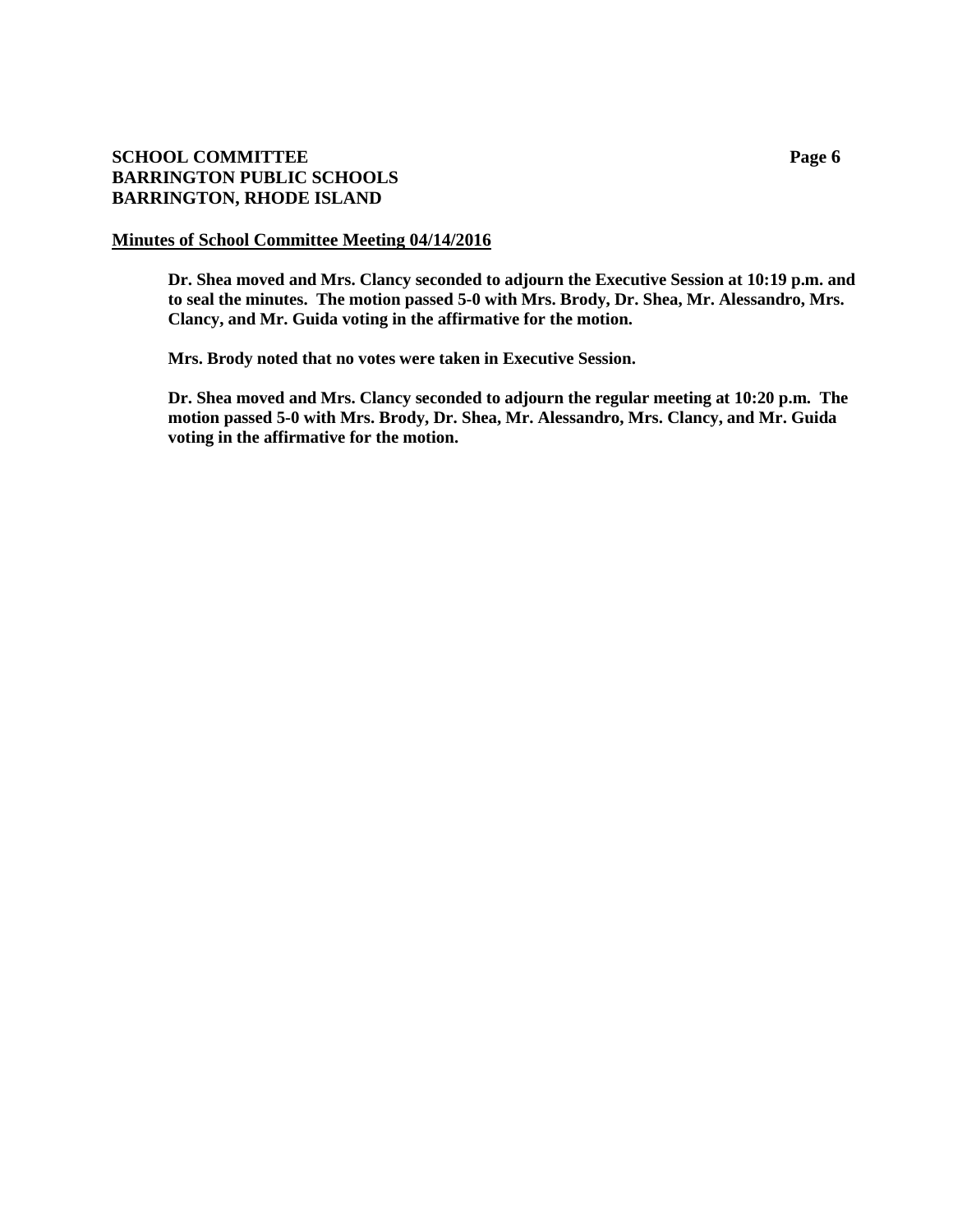**Minutes of School Committee Meeting 04/14/2016**

**Dr. Shea moved and Mrs. Clancy seconded to adjourn the Executive Session at 10:19 p.m. and to seal the minutes. The motion passed 5-0 with Mrs. Brody, Dr. Shea, Mr. Alessandro, Mrs. Clancy, and Mr. Guida voting in the affirmative for the motion.**

**Mrs. Brody noted that no votes were taken in Executive Session.**

**Dr. Shea moved and Mrs. Clancy seconded to adjourn the regular meeting at 10:20 p.m. The motion passed 5-0 with Mrs. Brody, Dr. Shea, Mr. Alessandro, Mrs. Clancy, and Mr. Guida voting in the affirmative for the motion.**